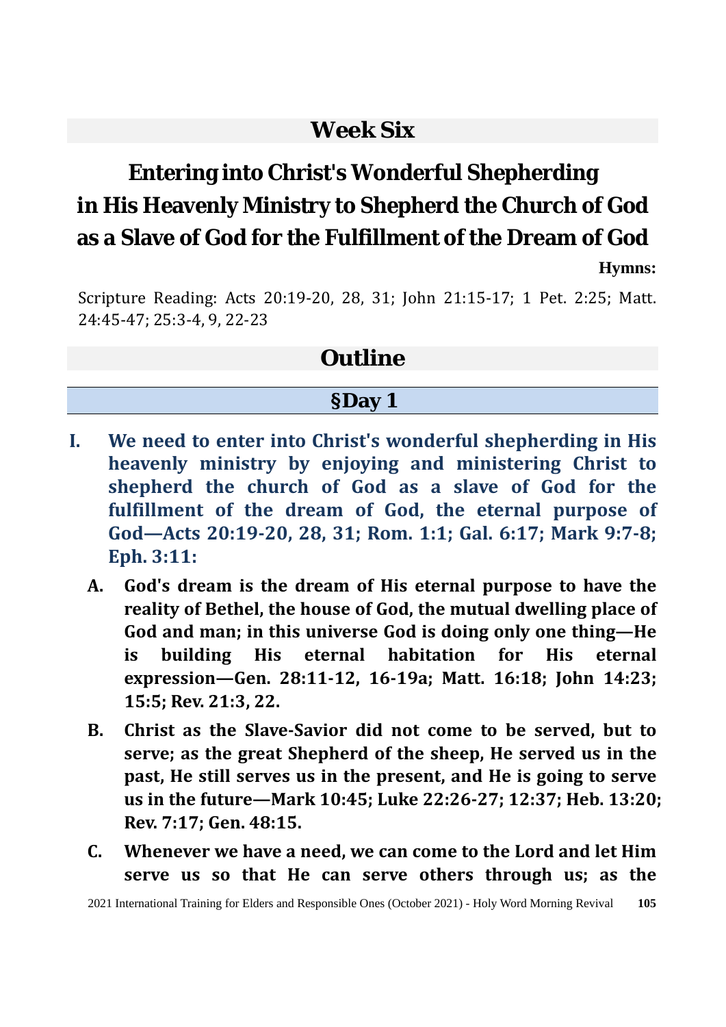# Week Six

# Entering into Christ's Wonderful Shepherding in His Heavenly Ministry to Shepherd the Church of God as a Slave of God for the Fulfillment of the Dream of God

**Hymns:**

Scripture Reading: Acts 20:19-20, 28, 31; John 21:15-17; 1 Pet. 2:25; Matt. 24:45-47; 25:3-4, 9, 22-23

## Outline

### §Day 1

**I. We need to enter into Christ's wonderful shepherding in His heavenly ministry by enjoying and ministering Christ to shepherd the church of God as a slave of God for the fulfillment of the dream of God, the eternal purpose of God—Acts 20:19-20, 28, 31; Rom. 1:1; Gal. 6:17; Mark 9:7-8; Eph. 3:11:**

**A. God's dream is the dream of His eternal purpose to have the reality of Bethel, the house of God, the mutual dwelling place of God and man; in this universe God is doing only one thing—He is building His eternal habitation for His eternal expression—Gen. 28:11-12, 16-19a; Matt. 16:18; John 14:23; 15:5; Rev. 21:3, 22.**

**B. Christ as the Slave-Savior did not come to be served, but to serve; as the great Shepherd of the sheep, He served us in the past, He still serves us in the present, and He is going to serve us in the future—Mark 10:45; Luke 22:26-27; 12:37; Heb. 13:20; Rev. 7:17; Gen. 48:15.**

**C. Whenever we have a need, we can come to the Lord and let Him serve us so that He can serve others through us; as the**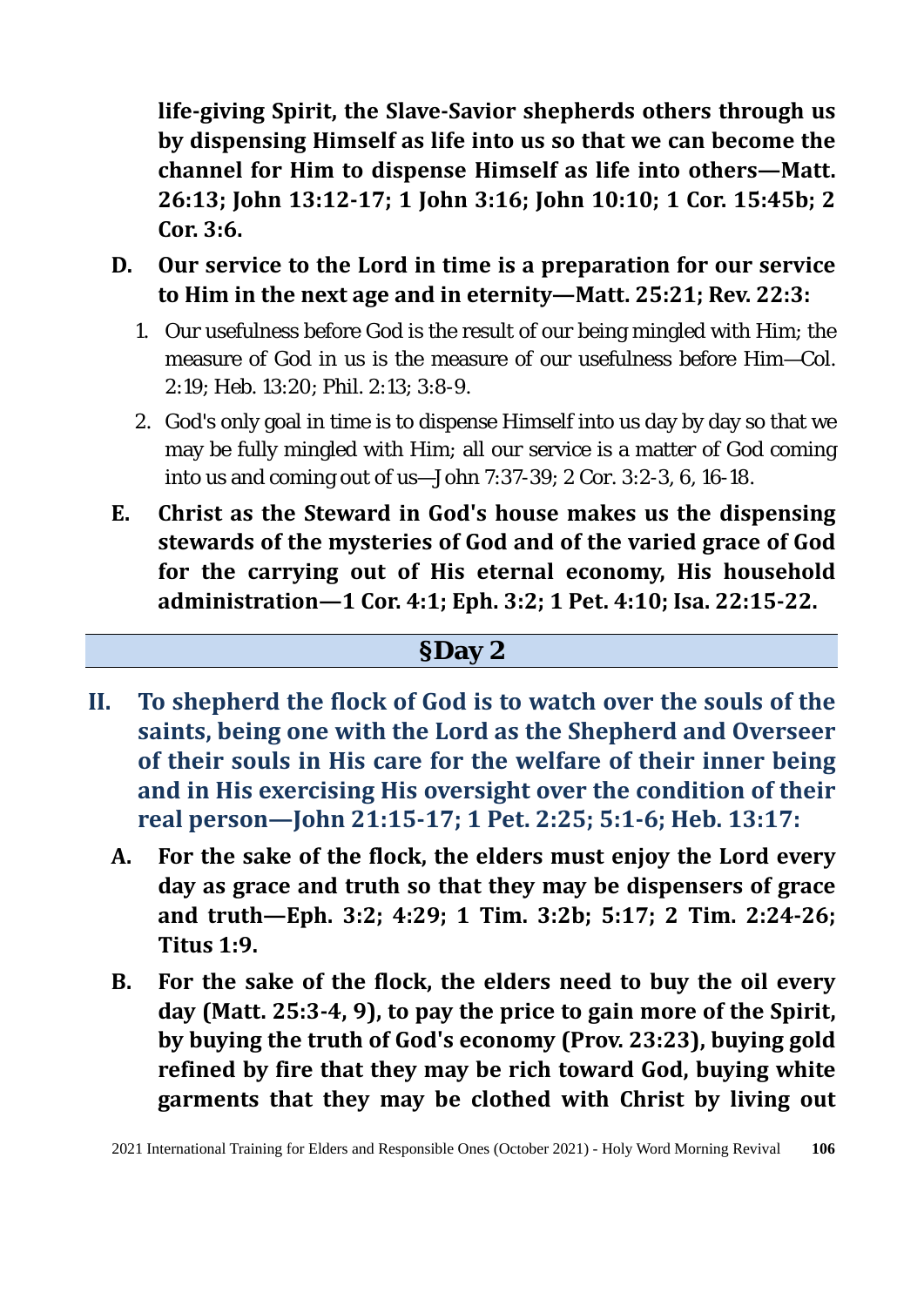**life-giving Spirit, the Slave-Savior shepherds others through us by dispensing Himself as life into us so that we can become the channel for Him to dispense Himself as life into others—Matt. 26:13; John 13:12-17; 1 John 3:16; John 10:10; 1 Cor. 15:45b; 2 Cor. 3:6.**

**D. Our service to the Lord in time is a preparation for our service to Him in the next age and in eternity—Matt. 25:21; Rev. 22:3:**

1. Our usefulness before God is the result of our being mingled with Him; the measure of God in us is the measure of our usefulness before Him—Col. 2:19; Heb. 13:20; Phil. 2:13; 3:8-9.
2. God's only goal in time is to dispense Himself into us day by day so that we may be fully mingled with Him; all our service is a matter of God coming into us and coming out of us—John 7:37-39; 2 Cor. 3:2-3, 6, 16-18.

**E. Christ as the Steward in God's house makes us the dispensing stewards of the mysteries of God and of the varied grace of God for the carrying out of His eternal economy, His household administration—1 Cor. 4:1; Eph. 3:2; 1 Pet. 4:10; Isa. 22:15-22.**

## §Day 2

## II. To shepherd the flock of God is to watch over the souls of the saints, being one with the Lord as the Shepherd and Overseer of their souls in His care for the welfare of their inner being and in His exercising His oversight over the condition of their real person—John 21:15-17; 1 Pet. 2:25; 5:1-6; Heb. 13:17:

**A. For the sake of the flock, the elders must enjoy the Lord every day as grace and truth so that they may be dispensers of grace and truth—Eph. 3:2; 4:29; 1 Tim. 3:2b; 5:17; 2 Tim. 2:24-26; Titus 1:9.**

**B. For the sake of the flock, the elders need to buy the oil every day (Matt. 25:3-4, 9), to pay the price to gain more of the Spirit, by buying the truth of God's economy (Prov. 23:23), buying gold refined by fire that they may be rich toward God, buying white garments that they may be clothed with Christ by living out**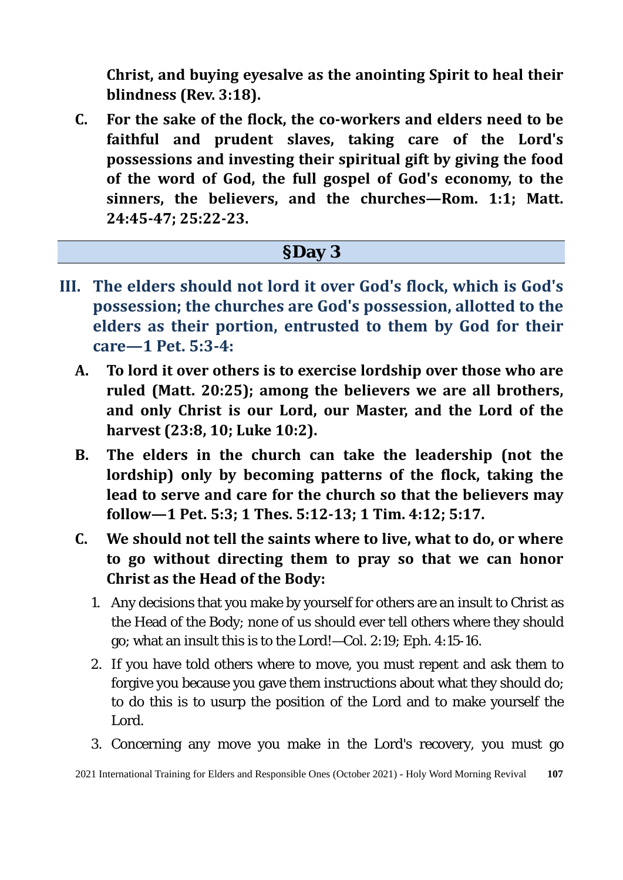**Christ, and buying eyesalve as the anointing Spirit to heal their blindness (Rev. 3:18).**

**C. For the sake of the flock, the co-workers and elders need to be faithful and prudent slaves, taking care of the Lord's possessions and investing their spiritual gift by giving the food of the word of God, the full gospel of God's economy, to the sinners, the believers, and the churches—Rom. 1:1; Matt. 24:45-47; 25:22-23.**

## §Day 3

### III. The elders should not lord it over God's flock, which is God's possession; the churches are God's possession, allotted to the elders as their portion, entrusted to them by God for their care—1 Pet. 5:3-4:

**A. To lord it over others is to exercise lordship over those who are ruled (Matt. 20:25); among the believers we are all brothers, and only Christ is our Lord, our Master, and the Lord of the harvest (23:8, 10; Luke 10:2).**

**B. The elders in the church can take the leadership (not the lordship) only by becoming patterns of the flock, taking the lead to serve and care for the church so that the believers may follow—1 Pet. 5:3; 1 Thes. 5:12-13; 1 Tim. 4:12; 5:17.**

**C. We should not tell the saints where to live, what to do, or where to go without directing them to pray so that we can honor Christ as the Head of the Body:**

1. Any decisions that you make by yourself for others are an insult to Christ as the Head of the Body; none of us should ever tell others where they should go; what an insult this is to the Lord!—Col. 2:19; Eph. 4:15-16.
2. If you have told others where to move, you must repent and ask them to forgive you because you gave them instructions about what they should do; to do this is to usurp the position of the Lord and to make yourself the Lord.
3. Concerning any move you make in the Lord's recovery, you must go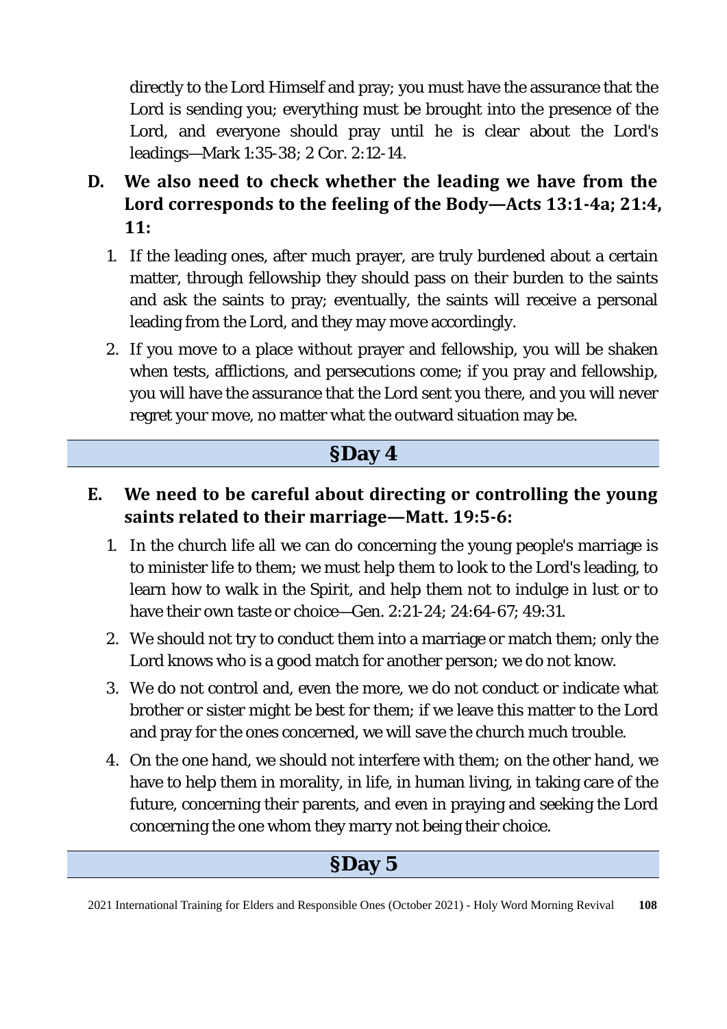directly to the Lord Himself and pray; you must have the assurance that the Lord is sending you; everything must be brought into the presence of the Lord, and everyone should pray until he is clear about the Lord's leadings—Mark 1:35-38; 2 Cor. 2:12-14.

**D. We also need to check whether the leading we have from the Lord corresponds to the feeling of the Body—Acts 13:1-4a; 21:4, 11:**

1. If the leading ones, after much prayer, are truly burdened about a certain matter, through fellowship they should pass on their burden to the saints and ask the saints to pray; eventually, the saints will receive a personal leading from the Lord, and they may move accordingly.
2. If you move to a place without prayer and fellowship, you will be shaken when tests, afflictions, and persecutions come; if you pray and fellowship, you will have the assurance that the Lord sent you there, and you will never regret your move, no matter what the outward situation may be.

## §Day 4

**E. We need to be careful about directing or controlling the young saints related to their marriage—Matt. 19:5-6:**

1. In the church life all we can do concerning the young people's marriage is to minister life to them; we must help them to look to the Lord's leading, to learn how to walk in the Spirit, and help them not to indulge in lust or to have their own taste or choice—Gen. 2:21-24; 24:64-67; 49:31.
2. We should not try to conduct them into a marriage or match them; only the Lord knows who is a good match for another person; we do not know.
3. We do not control and, even the more, we do not conduct or indicate what brother or sister might be best for them; if we leave this matter to the Lord and pray for the ones concerned, we will save the church much trouble.
4. On the one hand, we should not interfere with them; on the other hand, we have to help them in morality, in life, in human living, in taking care of the future, concerning their parents, and even in praying and seeking the Lord concerning the one whom they marry not being their choice.

## §Day 5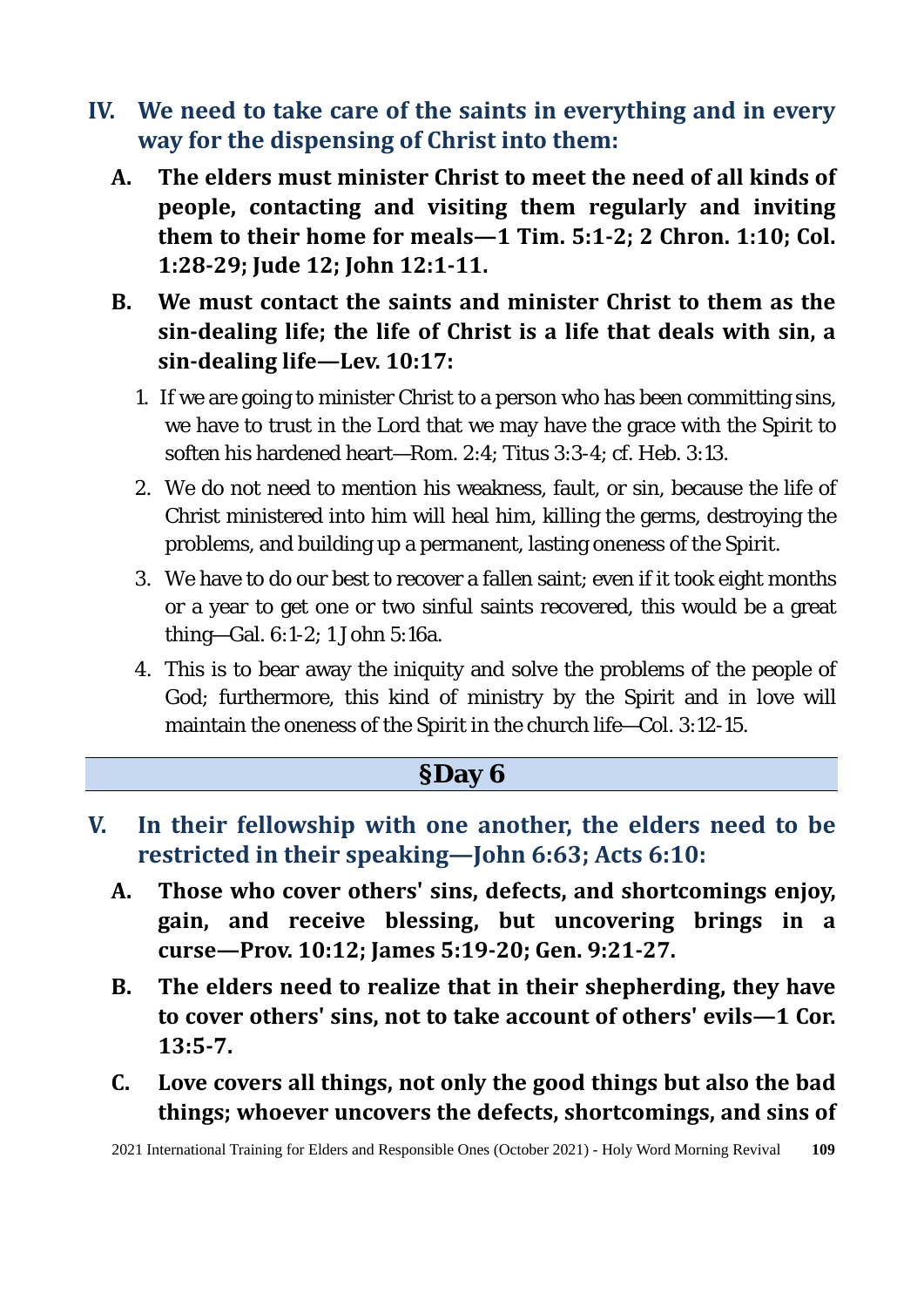**IV. We need to take care of the saints in everything and in every way for the dispensing of Christ into them:**

**A. The elders must minister Christ to meet the need of all kinds of people, contacting and visiting them regularly and inviting them to their home for meals—1 Tim. 5:1-2; 2 Chron. 1:10; Col. 1:28-29; Jude 12; John 12:1-11.**

**B. We must contact the saints and minister Christ to them as the sin-dealing life; the life of Christ is a life that deals with sin, a sin-dealing life—Lev. 10:17:**

1. If we are going to minister Christ to a person who has been committing sins, we have to trust in the Lord that we may have the grace with the Spirit to soften his hardened heart—Rom. 2:4; Titus 3:3-4; cf. Heb. 3:13.
2. We do not need to mention his weakness, fault, or sin, because the life of Christ ministered into him will heal him, killing the germs, destroying the problems, and building up a permanent, lasting oneness of the Spirit.
3. We have to do our best to recover a fallen saint; even if it took eight months or a year to get one or two sinful saints recovered, this would be a great thing—Gal. 6:1-2; 1 John 5:16a.
4. This is to bear away the iniquity and solve the problems of the people of God; furthermore, this kind of ministry by the Spirit and in love will maintain the oneness of the Spirit in the church life—Col. 3:12-15.

## §Day 6

**V. In their fellowship with one another, the elders need to be restricted in their speaking—John 6:63; Acts 6:10:**

**A. Those who cover others' sins, defects, and shortcomings enjoy, gain, and receive blessing, but uncovering brings in a curse—Prov. 10:12; James 5:19-20; Gen. 9:21-27.**

**B. The elders need to realize that in their shepherding, they have to cover others' sins, not to take account of others' evils—1 Cor. 13:5-7.**

**C. Love covers all things, not only the good things but also the bad things; whoever uncovers the defects, shortcomings, and sins of**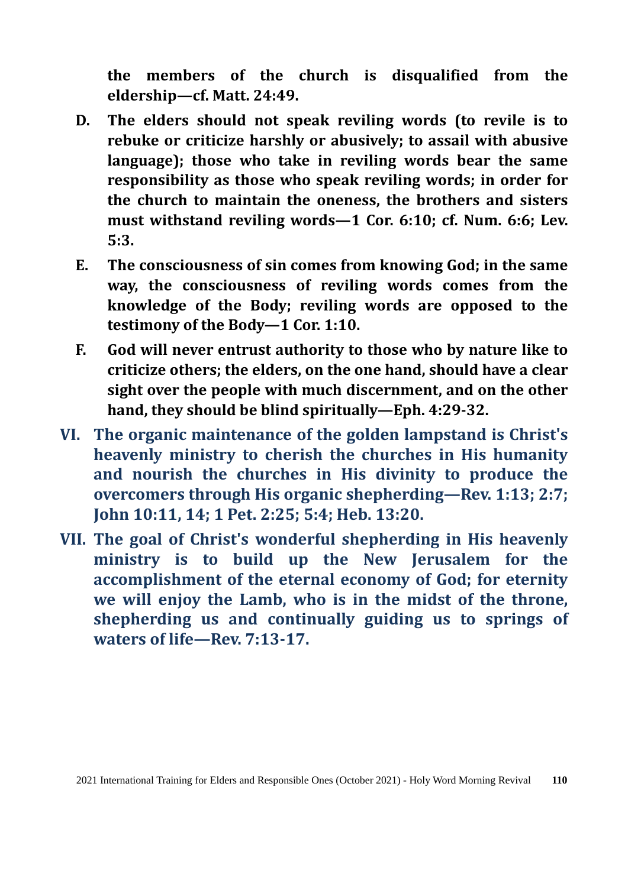**the members of the church is disqualified from the eldership—cf. Matt. 24:49.**

**D. The elders should not speak reviling words (to revile is to rebuke or criticize harshly or abusively; to assail with abusive language); those who take in reviling words bear the same responsibility as those who speak reviling words; in order for the church to maintain the oneness, the brothers and sisters must withstand reviling words—1 Cor. 6:10; cf. Num. 6:6; Lev. 5:3.**

**E. The consciousness of sin comes from knowing God; in the same way, the consciousness of reviling words comes from the knowledge of the Body; reviling words are opposed to the testimony of the Body—1 Cor. 1:10.**

**F. God will never entrust authority to those who by nature like to criticize others; the elders, on the one hand, should have a clear sight over the people with much discernment, and on the other hand, they should be blind spiritually—Eph. 4:29-32.**

**VI. The organic maintenance of the golden lampstand is Christ's heavenly ministry to cherish the churches in His humanity and nourish the churches in His divinity to produce the overcomers through His organic shepherding—Rev. 1:13; 2:7; John 10:11, 14; 1 Pet. 2:25; 5:4; Heb. 13:20.**

**VII. The goal of Christ's wonderful shepherding in His heavenly ministry is to build up the New Jerusalem for the accomplishment of the eternal economy of God; for eternity we will enjoy the Lamb, who is in the midst of the throne, shepherding us and continually guiding us to springs of waters of life—Rev. 7:13-17.**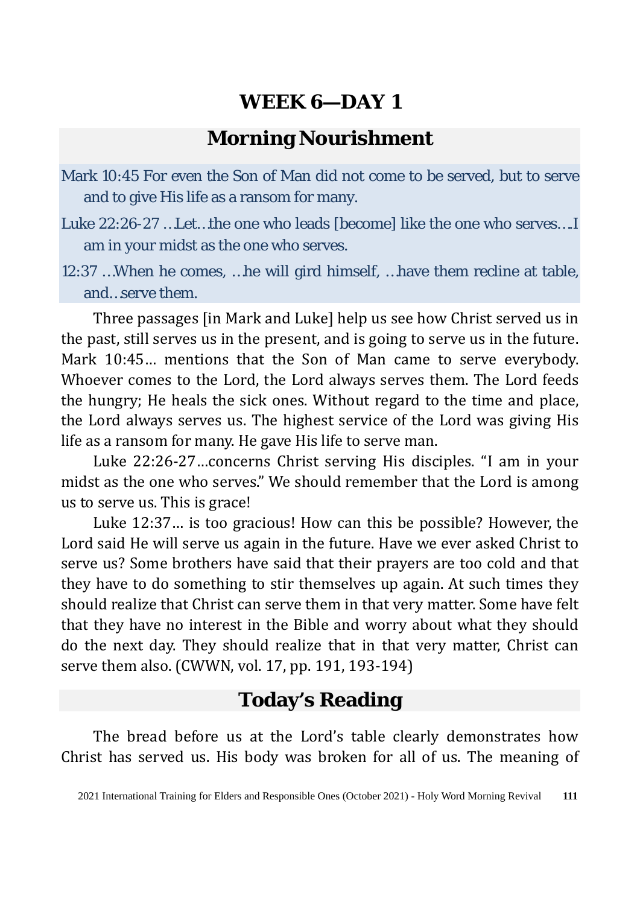# WEEK 6—DAY 1

## Morning Nourishment

Mark 10:45 For even the Son of Man did not come to be served, but to serve and to give His life as a ransom for many.

Luke 22:26-27 …Let…the one who leads [become] like the one who serves….I am in your midst as the one who serves.

12:37 …When he comes, …he will gird himself, …have them recline at table, and…serve them.

Three passages [in Mark and Luke] help us see how Christ served us in the past, still serves us in the present, and is going to serve us in the future. Mark 10:45… mentions that the Son of Man came to serve everybody. Whoever comes to the Lord, the Lord always serves them. The Lord feeds the hungry; He heals the sick ones. Without regard to the time and place, the Lord always serves us. The highest service of the Lord was giving His life as a ransom for many. He gave His life to serve man.

Luke 22:26-27…concerns Christ serving His disciples. "I am in your midst as the one who serves." We should remember that the Lord is among us to serve us. This is grace!

Luke 12:37… is too gracious! How can this be possible? However, the Lord said He will serve us again in the future. Have we ever asked Christ to serve us? Some brothers have said that their prayers are too cold and that they have to do something to stir themselves up again. At such times they should realize that Christ can serve them in that very matter. Some have felt that they have no interest in the Bible and worry about what they should do the next day. They should realize that in that very matter, Christ can serve them also. (CWWN, vol. 17, pp. 191, 193-194)

## Today's Reading

The bread before us at the Lord's table clearly demonstrates how Christ has served us. His body was broken for all of us. The meaning of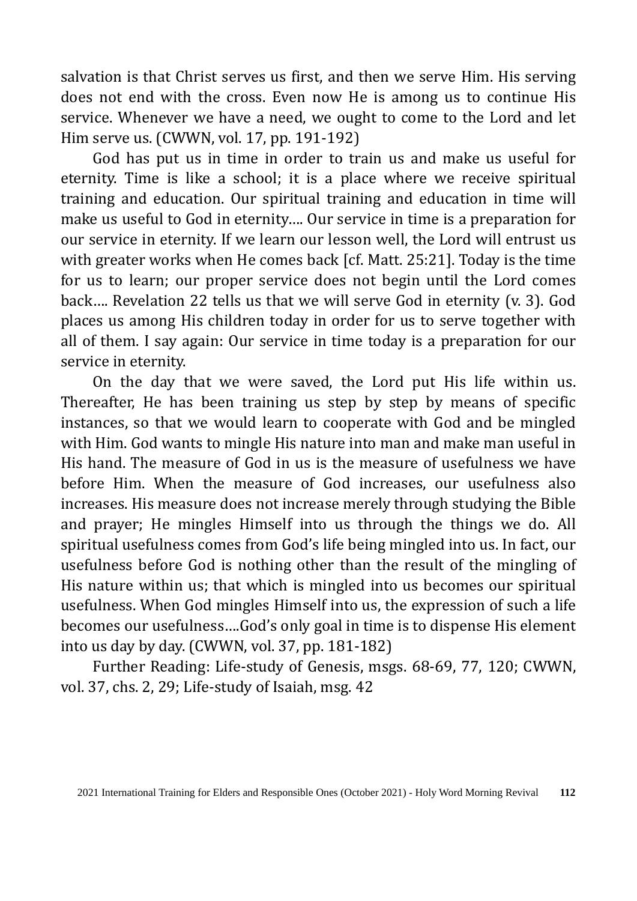salvation is that Christ serves us first, and then we serve Him. His serving does not end with the cross. Even now He is among us to continue His service. Whenever we have a need, we ought to come to the Lord and let Him serve us. (CWWN, vol. 17, pp. 191-192)

God has put us in time in order to train us and make us useful for eternity. Time is like a school; it is a place where we receive spiritual training and education. Our spiritual training and education in time will make us useful to God in eternity…. Our service in time is a preparation for our service in eternity. If we learn our lesson well, the Lord will entrust us with greater works when He comes back [cf. Matt. 25:21]. Today is the time for us to learn; our proper service does not begin until the Lord comes back…. Revelation 22 tells us that we will serve God in eternity (v. 3). God places us among His children today in order for us to serve together with all of them. I say again: Our service in time today is a preparation for our service in eternity.

On the day that we were saved, the Lord put His life within us. Thereafter, He has been training us step by step by means of specific instances, so that we would learn to cooperate with God and be mingled with Him. God wants to mingle His nature into man and make man useful in His hand. The measure of God in us is the measure of usefulness we have before Him. When the measure of God increases, our usefulness also increases. His measure does not increase merely through studying the Bible and prayer; He mingles Himself into us through the things we do. All spiritual usefulness comes from God's life being mingled into us. In fact, our usefulness before God is nothing other than the result of the mingling of His nature within us; that which is mingled into us becomes our spiritual usefulness. When God mingles Himself into us, the expression of such a life becomes our usefulness….God's only goal in time is to dispense His element into us day by day. (CWWN, vol. 37, pp. 181-182)

Further Reading: Life-study of Genesis, msgs. 68-69, 77, 120; CWWN, vol. 37, chs. 2, 29; Life-study of Isaiah, msg. 42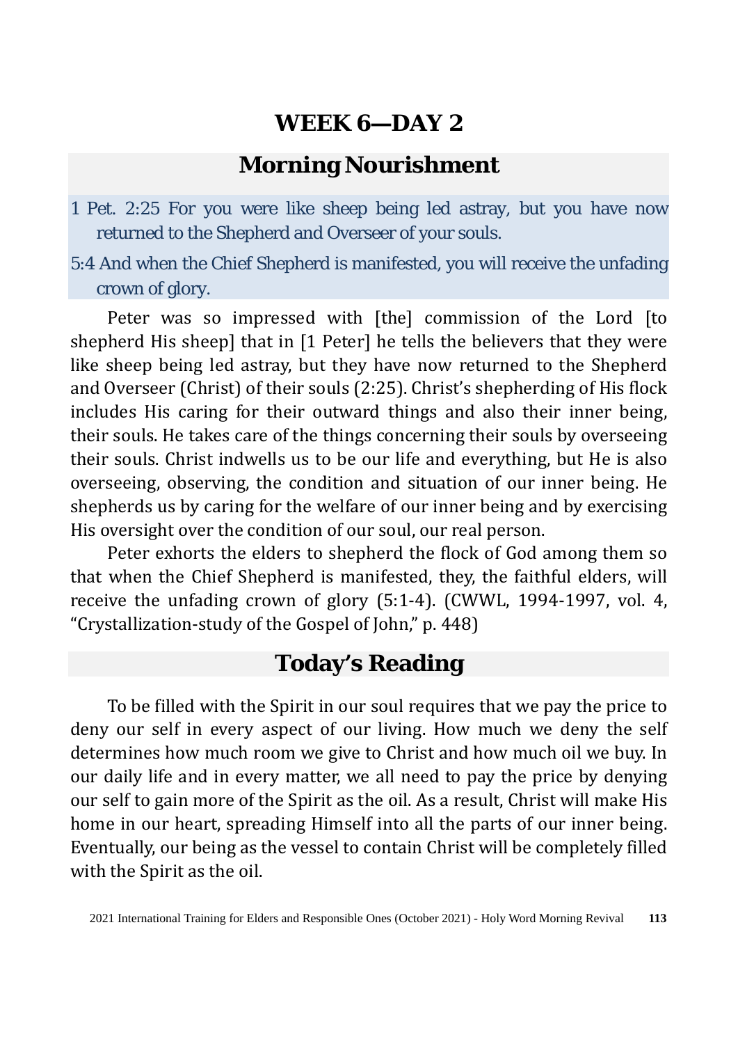# WEEK 6—DAY 2

## Morning Nourishment

1 Pet. 2:25 For you were like sheep being led astray, but you have now returned to the Shepherd and Overseer of your souls.

5:4 And when the Chief Shepherd is manifested, you will receive the unfading crown of glory.

Peter was so impressed with [the] commission of the Lord [to shepherd His sheep] that in [1 Peter] he tells the believers that they were like sheep being led astray, but they have now returned to the Shepherd and Overseer (Christ) of their souls (2:25). Christ's shepherding of His flock includes His caring for their outward things and also their inner being, their souls. He takes care of the things concerning their souls by overseeing their souls. Christ indwells us to be our life and everything, but He is also overseeing, observing, the condition and situation of our inner being. He shepherds us by caring for the welfare of our inner being and by exercising His oversight over the condition of our soul, our real person.

Peter exhorts the elders to shepherd the flock of God among them so that when the Chief Shepherd is manifested, they, the faithful elders, will receive the unfading crown of glory (5:1-4). (CWWL, 1994-1997, vol. 4, "Crystallization-study of the Gospel of John," p. 448)

## Today's Reading

To be filled with the Spirit in our soul requires that we pay the price to deny our self in every aspect of our living. How much we deny the self determines how much room we give to Christ and how much oil we buy. In our daily life and in every matter, we all need to pay the price by denying our self to gain more of the Spirit as the oil. As a result, Christ will make His home in our heart, spreading Himself into all the parts of our inner being. Eventually, our being as the vessel to contain Christ will be completely filled with the Spirit as the oil.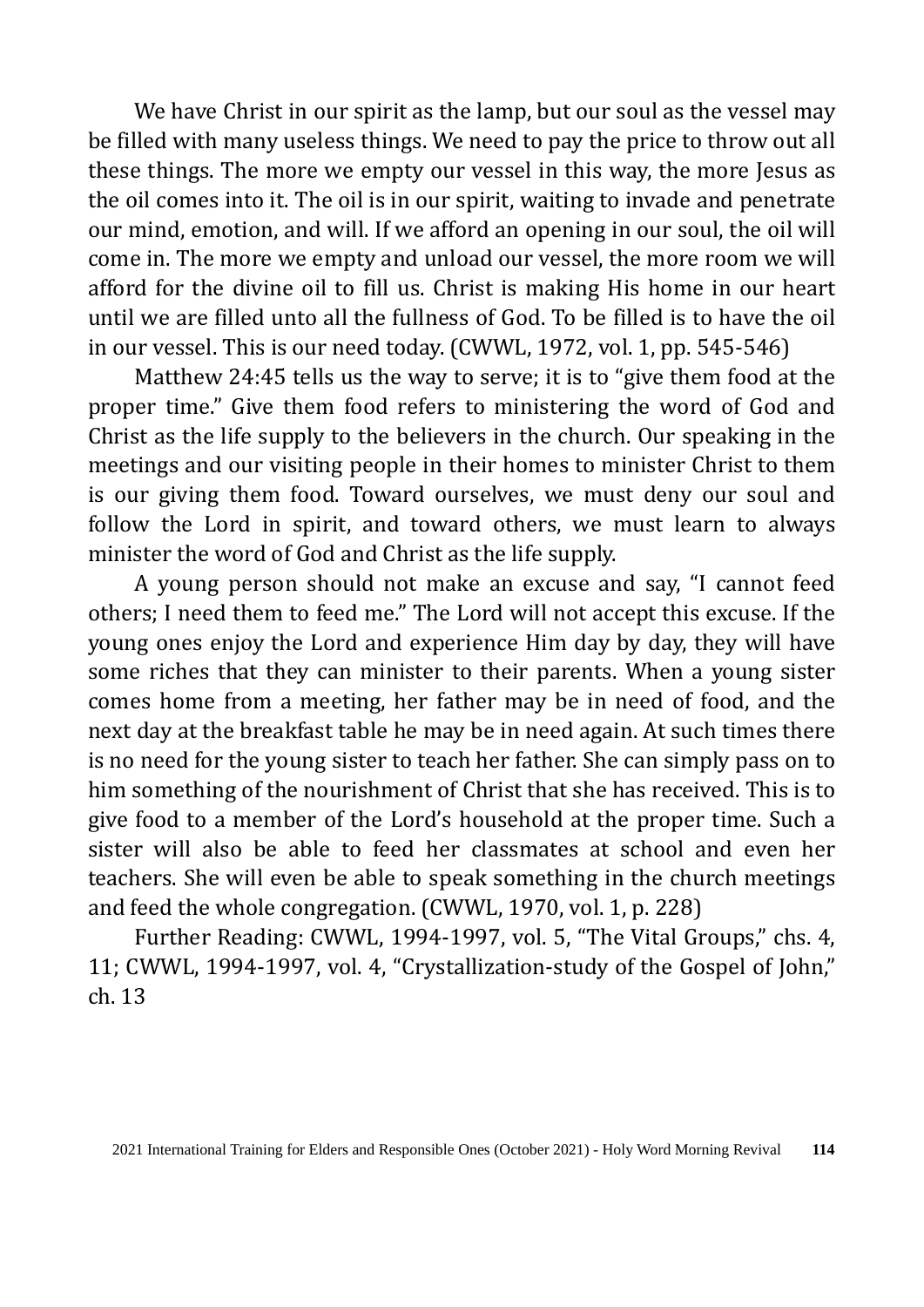We have Christ in our spirit as the lamp, but our soul as the vessel may be filled with many useless things. We need to pay the price to throw out all these things. The more we empty our vessel in this way, the more Jesus as the oil comes into it. The oil is in our spirit, waiting to invade and penetrate our mind, emotion, and will. If we afford an opening in our soul, the oil will come in. The more we empty and unload our vessel, the more room we will afford for the divine oil to fill us. Christ is making His home in our heart until we are filled unto all the fullness of God. To be filled is to have the oil in our vessel. This is our need today. (CWWL, 1972, vol. 1, pp. 545-546)

Matthew 24:45 tells us the way to serve; it is to "give them food at the proper time." Give them food refers to ministering the word of God and Christ as the life supply to the believers in the church. Our speaking in the meetings and our visiting people in their homes to minister Christ to them is our giving them food. Toward ourselves, we must deny our soul and follow the Lord in spirit, and toward others, we must learn to always minister the word of God and Christ as the life supply.

A young person should not make an excuse and say, "I cannot feed others; I need them to feed me." The Lord will not accept this excuse. If the young ones enjoy the Lord and experience Him day by day, they will have some riches that they can minister to their parents. When a young sister comes home from a meeting, her father may be in need of food, and the next day at the breakfast table he may be in need again. At such times there is no need for the young sister to teach her father. She can simply pass on to him something of the nourishment of Christ that she has received. This is to give food to a member of the Lord's household at the proper time. Such a sister will also be able to feed her classmates at school and even her teachers. She will even be able to speak something in the church meetings and feed the whole congregation. (CWWL, 1970, vol. 1, p. 228)

Further Reading: CWWL, 1994-1997, vol. 5, "The Vital Groups," chs. 4, 11; CWWL, 1994-1997, vol. 4, "Crystallization-study of the Gospel of John," ch. 13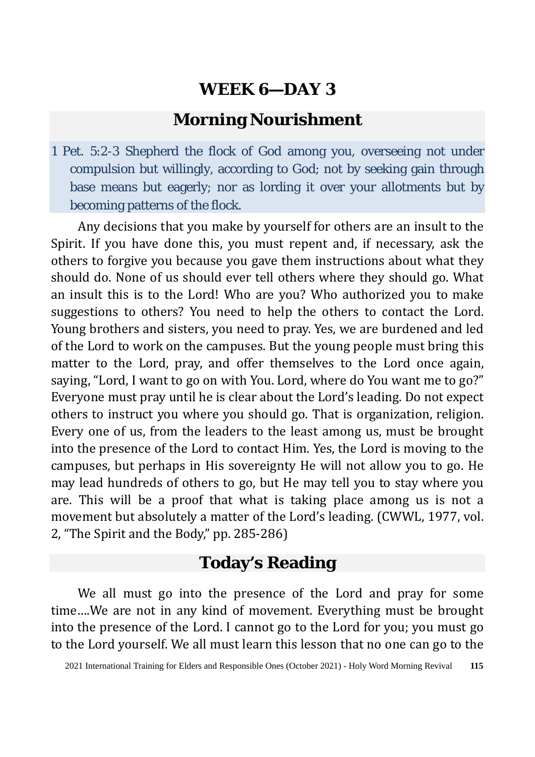# WEEK 6—DAY 3

## Morning Nourishment

1 Pet. 5:2-3 Shepherd the flock of God among you, overseeing not under compulsion but willingly, according to God; not by seeking gain through base means but eagerly; nor as lording it over your allotments but by becoming patterns of the flock.

Any decisions that you make by yourself for others are an insult to the Spirit. If you have done this, you must repent and, if necessary, ask the others to forgive you because you gave them instructions about what they should do. None of us should ever tell others where they should go. What an insult this is to the Lord! Who are you? Who authorized you to make suggestions to others? You need to help the others to contact the Lord. Young brothers and sisters, you need to pray. Yes, we are burdened and led of the Lord to work on the campuses. But the young people must bring this matter to the Lord, pray, and offer themselves to the Lord once again, saying, "Lord, I want to go on with You. Lord, where do You want me to go?" Everyone must pray until he is clear about the Lord's leading. Do not expect others to instruct you where you should go. That is organization, religion. Every one of us, from the leaders to the least among us, must be brought into the presence of the Lord to contact Him. Yes, the Lord is moving to the campuses, but perhaps in His sovereignty He will not allow you to go. He may lead hundreds of others to go, but He may tell you to stay where you are. This will be a proof that what is taking place among us is not a movement but absolutely a matter of the Lord's leading. (CWWL, 1977, vol. 2, "The Spirit and the Body," pp. 285-286)

## Today's Reading

We all must go into the presence of the Lord and pray for some time....We are not in any kind of movement. Everything must be brought into the presence of the Lord. I cannot go to the Lord for you; you must go to the Lord yourself. We all must learn this lesson that no one can go to the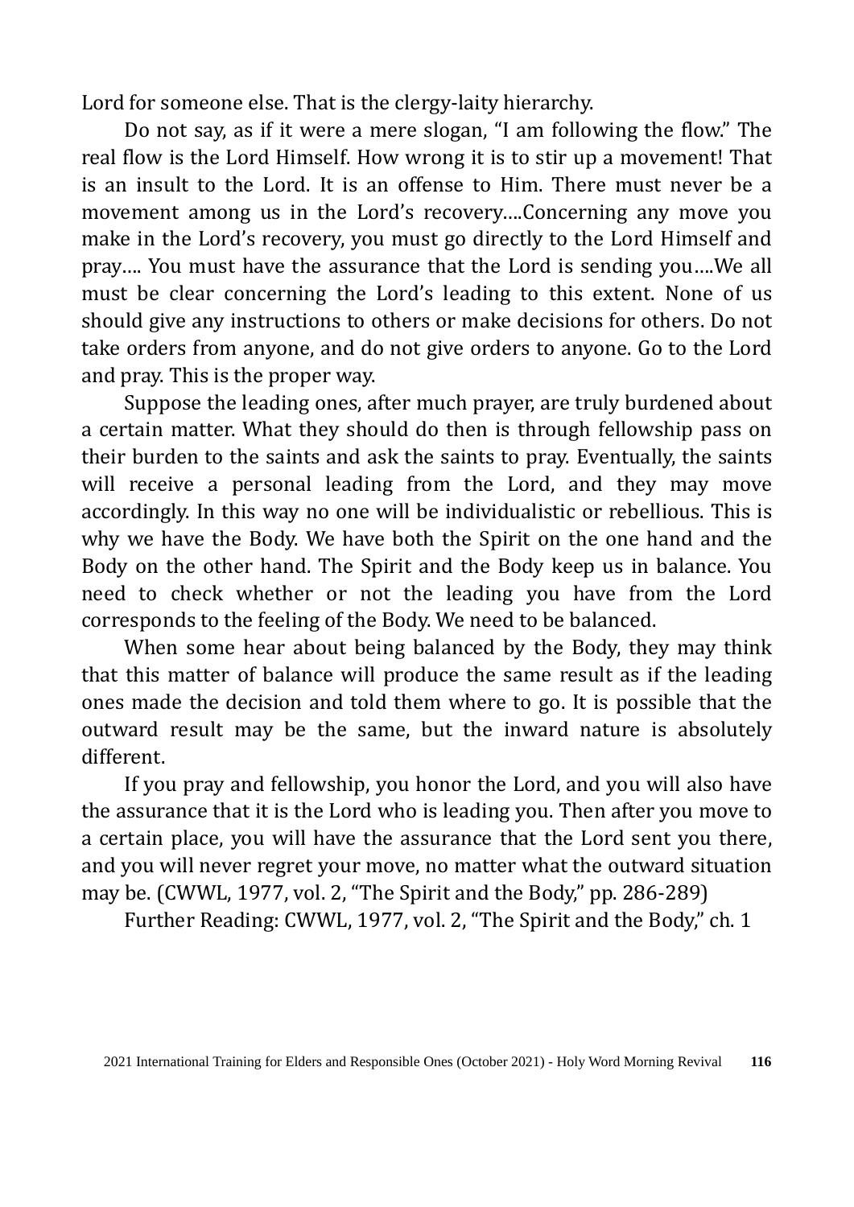Lord for someone else. That is the clergy-laity hierarchy.

Do not say, as if it were a mere slogan, "I am following the flow." The real flow is the Lord Himself. How wrong it is to stir up a movement! That is an insult to the Lord. It is an offense to Him. There must never be a movement among us in the Lord's recovery....Concerning any move you make in the Lord's recovery, you must go directly to the Lord Himself and pray.... You must have the assurance that the Lord is sending you....We all must be clear concerning the Lord's leading to this extent. None of us should give any instructions to others or make decisions for others. Do not take orders from anyone, and do not give orders to anyone. Go to the Lord and pray. This is the proper way.

Suppose the leading ones, after much prayer, are truly burdened about a certain matter. What they should do then is through fellowship pass on their burden to the saints and ask the saints to pray. Eventually, the saints will receive a personal leading from the Lord, and they may move accordingly. In this way no one will be individualistic or rebellious. This is why we have the Body. We have both the Spirit on the one hand and the Body on the other hand. The Spirit and the Body keep us in balance. You need to check whether or not the leading you have from the Lord corresponds to the feeling of the Body. We need to be balanced.

When some hear about being balanced by the Body, they may think that this matter of balance will produce the same result as if the leading ones made the decision and told them where to go. It is possible that the outward result may be the same, but the inward nature is absolutely different.

If you pray and fellowship, you honor the Lord, and you will also have the assurance that it is the Lord who is leading you. Then after you move to a certain place, you will have the assurance that the Lord sent you there, and you will never regret your move, no matter what the outward situation may be. (CWWL, 1977, vol. 2, "The Spirit and the Body," pp. 286-289)

Further Reading: CWWL, 1977, vol. 2, "The Spirit and the Body," ch. 1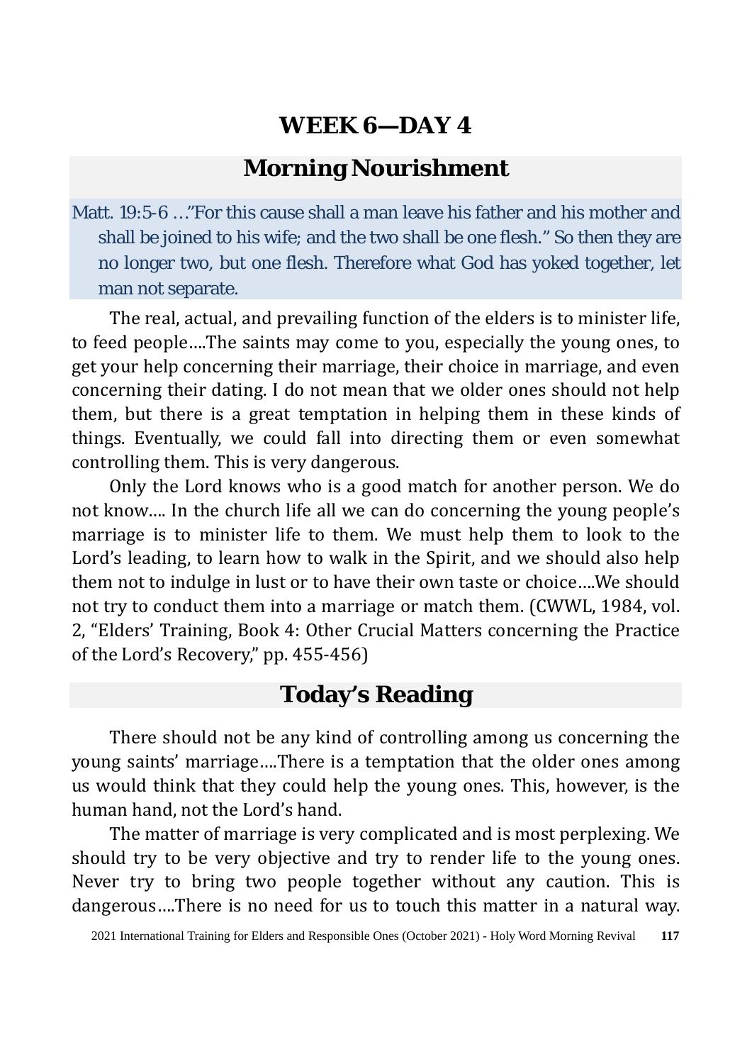# WEEK 6—DAY 4

## Morning Nourishment

Matt. 19:5-6 …"For this cause shall a man leave his father and his mother and shall be joined to his wife; and the two shall be one flesh." So then they are no longer two, but one flesh. Therefore what God has yoked together, let man not separate.

The real, actual, and prevailing function of the elders is to minister life, to feed people….The saints may come to you, especially the young ones, to get your help concerning their marriage, their choice in marriage, and even concerning their dating. I do not mean that we older ones should not help them, but there is a great temptation in helping them in these kinds of things. Eventually, we could fall into directing them or even somewhat controlling them. This is very dangerous.

Only the Lord knows who is a good match for another person. We do not know…. In the church life all we can do concerning the young people's marriage is to minister life to them. We must help them to look to the Lord's leading, to learn how to walk in the Spirit, and we should also help them not to indulge in lust or to have their own taste or choice….We should not try to conduct them into a marriage or match them. (CWWL, 1984, vol. 2, "Elders' Training, Book 4: Other Crucial Matters concerning the Practice of the Lord's Recovery," pp. 455-456)

## Today's Reading

There should not be any kind of controlling among us concerning the young saints' marriage….There is a temptation that the older ones among us would think that they could help the young ones. This, however, is the human hand, not the Lord's hand.

The matter of marriage is very complicated and is most perplexing. We should try to be very objective and try to render life to the young ones. Never try to bring two people together without any caution. This is dangerous….There is no need for us to touch this matter in a natural way.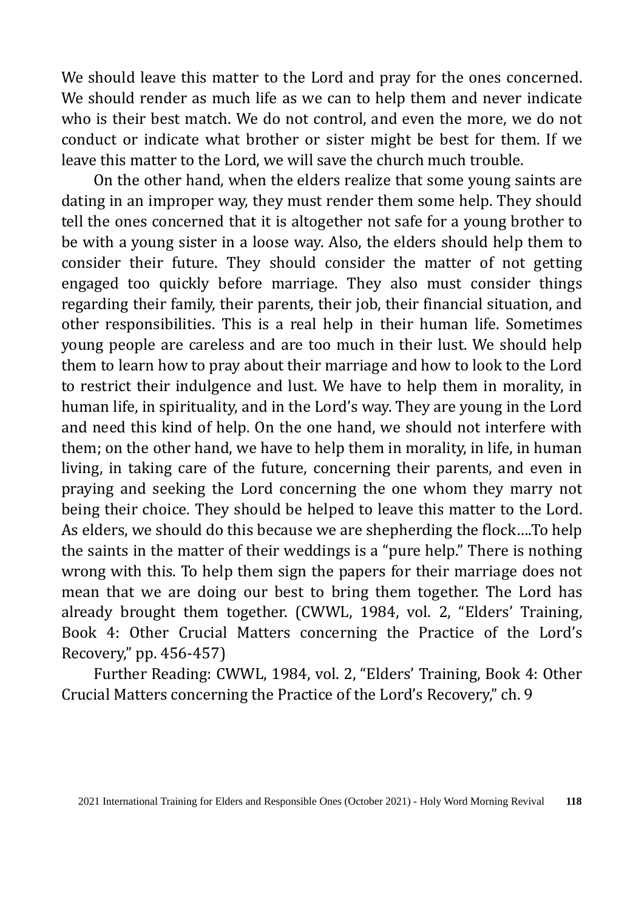We should leave this matter to the Lord and pray for the ones concerned. We should render as much life as we can to help them and never indicate who is their best match. We do not control, and even the more, we do not conduct or indicate what brother or sister might be best for them. If we leave this matter to the Lord, we will save the church much trouble.

On the other hand, when the elders realize that some young saints are dating in an improper way, they must render them some help. They should tell the ones concerned that it is altogether not safe for a young brother to be with a young sister in a loose way. Also, the elders should help them to consider their future. They should consider the matter of not getting engaged too quickly before marriage. They also must consider things regarding their family, their parents, their job, their financial situation, and other responsibilities. This is a real help in their human life. Sometimes young people are careless and are too much in their lust. We should help them to learn how to pray about their marriage and how to look to the Lord to restrict their indulgence and lust. We have to help them in morality, in human life, in spirituality, and in the Lord's way. They are young in the Lord and need this kind of help. On the one hand, we should not interfere with them; on the other hand, we have to help them in morality, in life, in human living, in taking care of the future, concerning their parents, and even in praying and seeking the Lord concerning the one whom they marry not being their choice. They should be helped to leave this matter to the Lord. As elders, we should do this because we are shepherding the flock….To help the saints in the matter of their weddings is a "pure help." There is nothing wrong with this. To help them sign the papers for their marriage does not mean that we are doing our best to bring them together. The Lord has already brought them together. (CWWL, 1984, vol. 2, "Elders' Training, Book 4: Other Crucial Matters concerning the Practice of the Lord's Recovery," pp. 456-457)

Further Reading: CWWL, 1984, vol. 2, "Elders' Training, Book 4: Other Crucial Matters concerning the Practice of the Lord's Recovery," ch. 9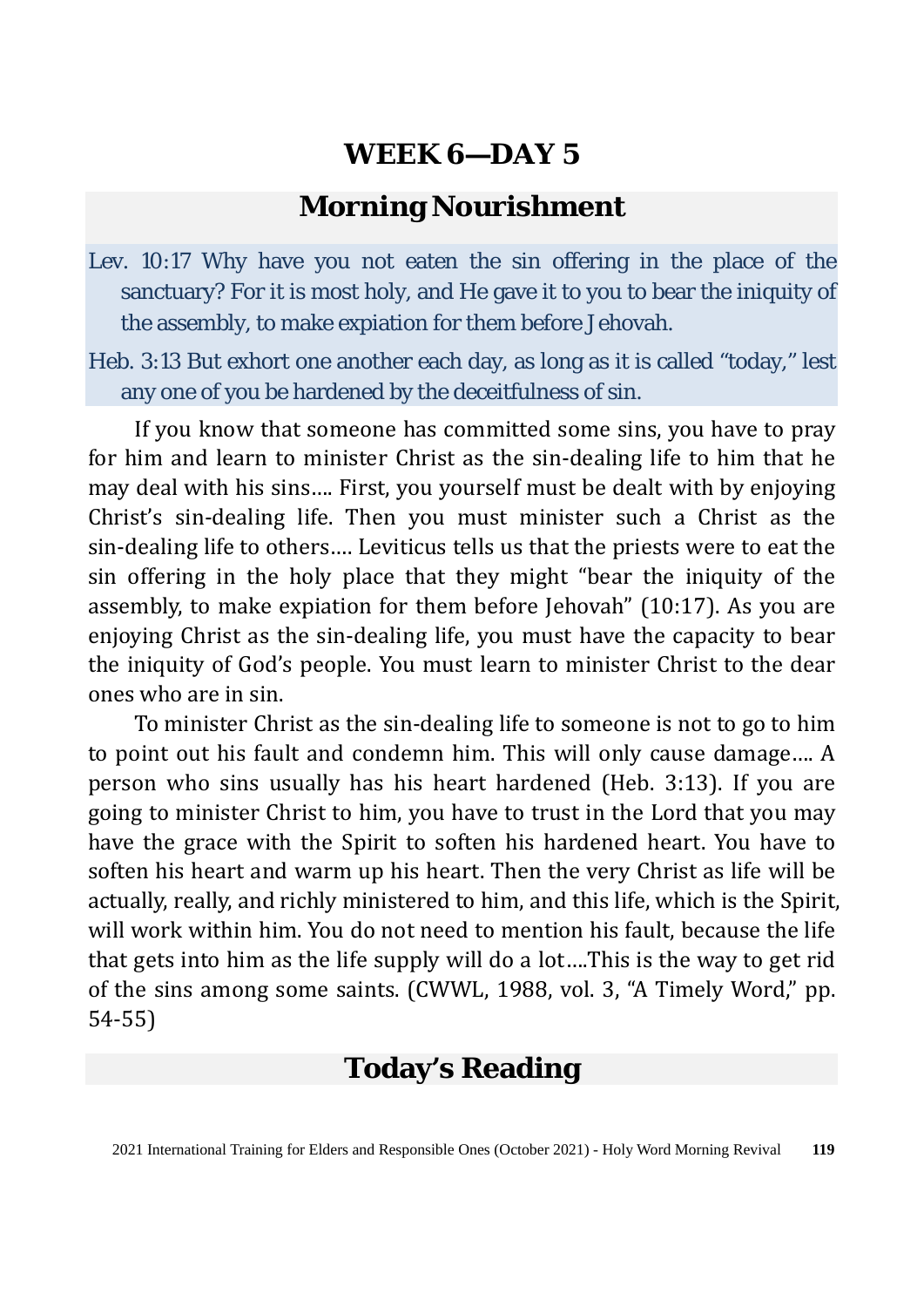# WEEK 6—DAY 5

## Morning Nourishment

Lev. 10:17 Why have you not eaten the sin offering in the place of the sanctuary? For it is most holy, and He gave it to you to bear the iniquity of the assembly, to make expiation for them before Jehovah.

Heb. 3:13 But exhort one another each day, as long as it is called "today," lest any one of you be hardened by the deceitfulness of sin.

If you know that someone has committed some sins, you have to pray for him and learn to minister Christ as the sin-dealing life to him that he may deal with his sins…. First, you yourself must be dealt with by enjoying Christ's sin-dealing life. Then you must minister such a Christ as the sin-dealing life to others…. Leviticus tells us that the priests were to eat the sin offering in the holy place that they might "bear the iniquity of the assembly, to make expiation for them before Jehovah" (10:17). As you are enjoying Christ as the sin-dealing life, you must have the capacity to bear the iniquity of God's people. You must learn to minister Christ to the dear ones who are in sin.

To minister Christ as the sin-dealing life to someone is not to go to him to point out his fault and condemn him. This will only cause damage…. A person who sins usually has his heart hardened (Heb. 3:13). If you are going to minister Christ to him, you have to trust in the Lord that you may have the grace with the Spirit to soften his hardened heart. You have to soften his heart and warm up his heart. Then the very Christ as life will be actually, really, and richly ministered to him, and this life, which is the Spirit, will work within him. You do not need to mention his fault, because the life that gets into him as the life supply will do a lot….This is the way to get rid of the sins among some saints. (CWWL, 1988, vol. 3, "A Timely Word," pp. 54-55)

## Today's Reading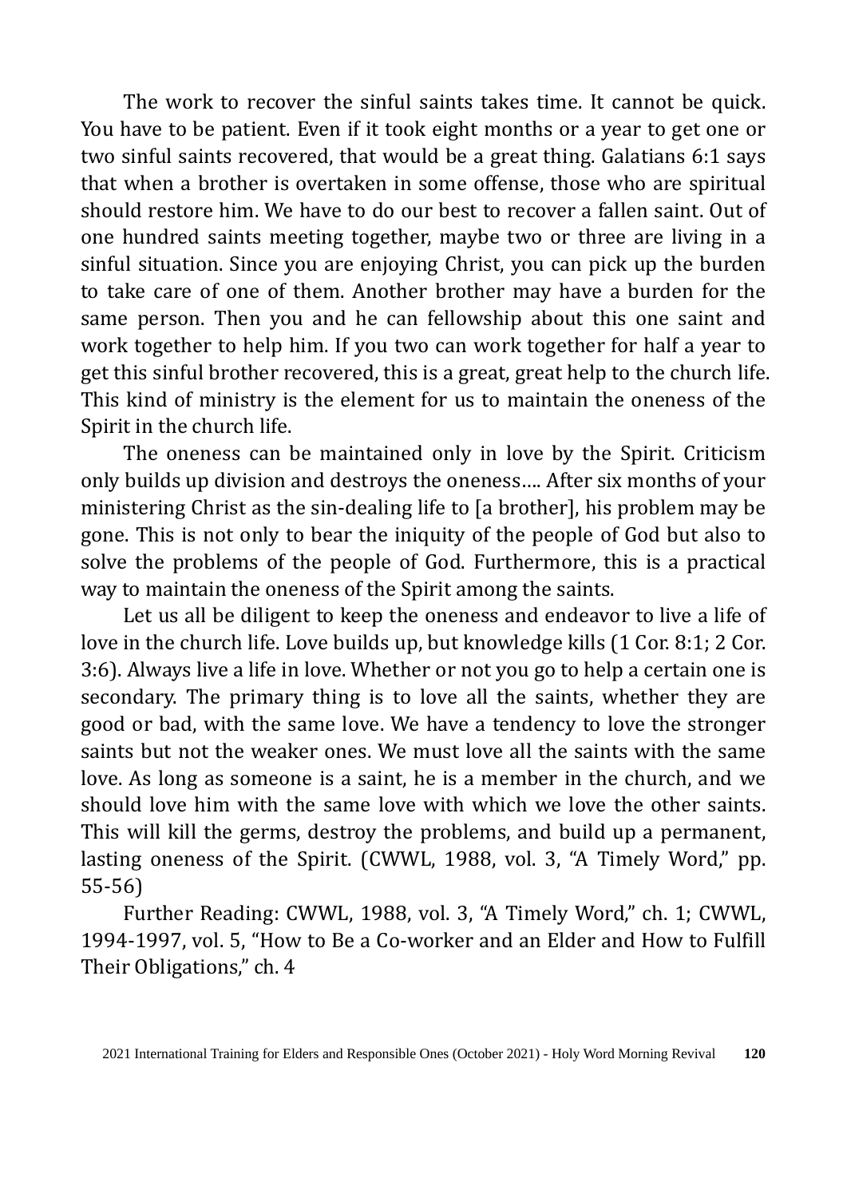The work to recover the sinful saints takes time. It cannot be quick. You have to be patient. Even if it took eight months or a year to get one or two sinful saints recovered, that would be a great thing. Galatians 6:1 says that when a brother is overtaken in some offense, those who are spiritual should restore him. We have to do our best to recover a fallen saint. Out of one hundred saints meeting together, maybe two or three are living in a sinful situation. Since you are enjoying Christ, you can pick up the burden to take care of one of them. Another brother may have a burden for the same person. Then you and he can fellowship about this one saint and work together to help him. If you two can work together for half a year to get this sinful brother recovered, this is a great, great help to the church life. This kind of ministry is the element for us to maintain the oneness of the Spirit in the church life.

The oneness can be maintained only in love by the Spirit. Criticism only builds up division and destroys the oneness…. After six months of your ministering Christ as the sin-dealing life to [a brother], his problem may be gone. This is not only to bear the iniquity of the people of God but also to solve the problems of the people of God. Furthermore, this is a practical way to maintain the oneness of the Spirit among the saints.

Let us all be diligent to keep the oneness and endeavor to live a life of love in the church life. Love builds up, but knowledge kills (1 Cor. 8:1; 2 Cor. 3:6). Always live a life in love. Whether or not you go to help a certain one is secondary. The primary thing is to love all the saints, whether they are good or bad, with the same love. We have a tendency to love the stronger saints but not the weaker ones. We must love all the saints with the same love. As long as someone is a saint, he is a member in the church, and we should love him with the same love with which we love the other saints. This will kill the germs, destroy the problems, and build up a permanent, lasting oneness of the Spirit. (CWWL, 1988, vol. 3, "A Timely Word," pp. 55-56)

Further Reading: CWWL, 1988, vol. 3, "A Timely Word," ch. 1; CWWL, 1994-1997, vol. 5, "How to Be a Co-worker and an Elder and How to Fulfill Their Obligations," ch. 4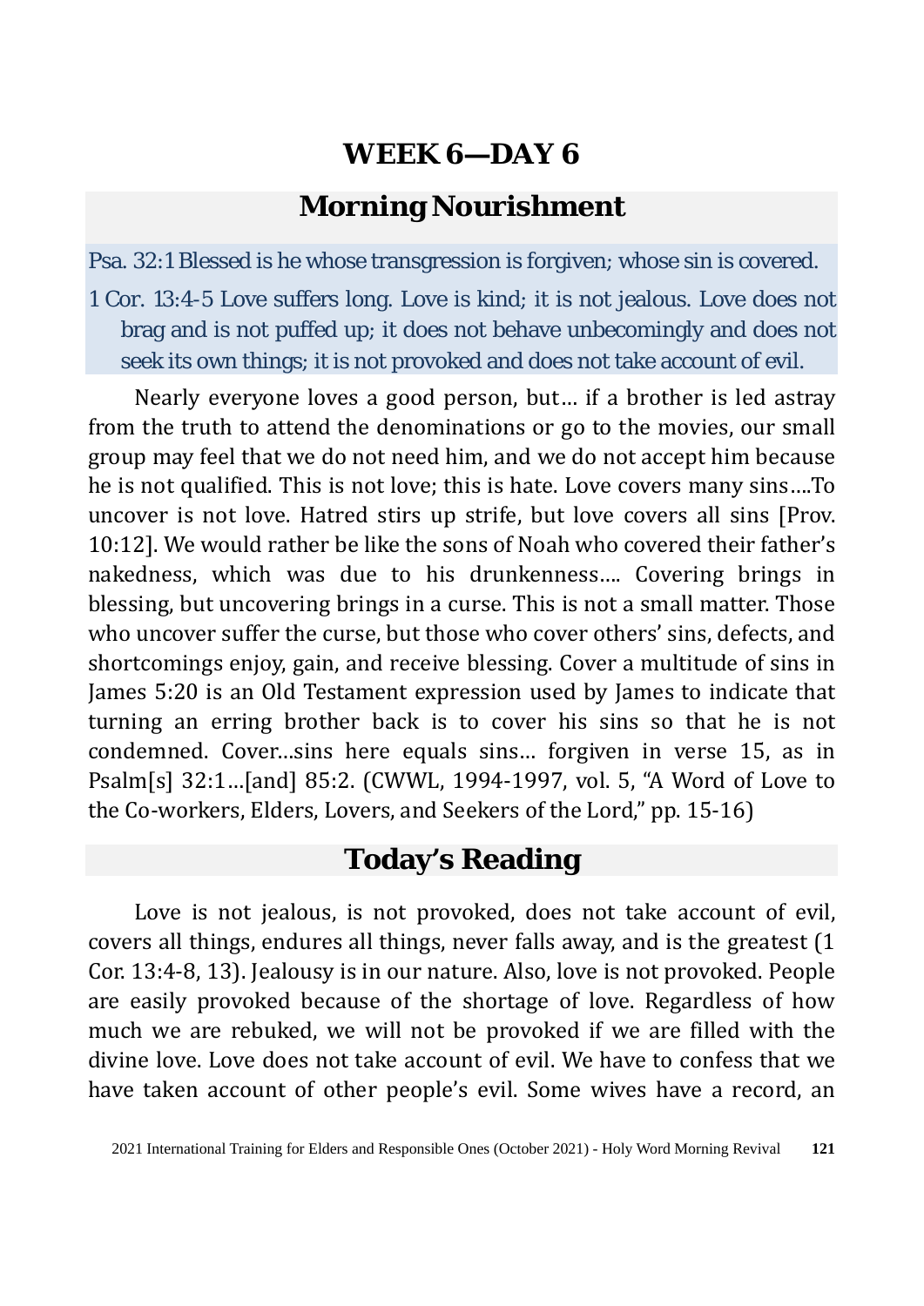## WEEK 6—DAY 6

## Morning Nourishment

Psa. 32:1 Blessed is he whose transgression is forgiven; whose sin is covered.

1 Cor. 13:4-5 Love suffers long. Love is kind; it is not jealous. Love does not brag and is not puffed up; it does not behave unbecomingly and does not seek its own things; it is not provoked and does not take account of evil.

Nearly everyone loves a good person, but… if a brother is led astray from the truth to attend the denominations or go to the movies, our small group may feel that we do not need him, and we do not accept him because he is not qualified. This is not love; this is hate. Love covers many sins….To uncover is not love. Hatred stirs up strife, but love covers all sins [Prov. 10:12]. We would rather be like the sons of Noah who covered their father's nakedness, which was due to his drunkenness…. Covering brings in blessing, but uncovering brings in a curse. This is not a small matter. Those who uncover suffer the curse, but those who cover others' sins, defects, and shortcomings enjoy, gain, and receive blessing. Cover a multitude of sins in James 5:20 is an Old Testament expression used by James to indicate that turning an erring brother back is to cover his sins so that he is not condemned. Cover…sins here equals sins… forgiven in verse 15, as in Psalm[s] 32:1…[and] 85:2. (CWWL, 1994-1997, vol. 5, "A Word of Love to the Co-workers, Elders, Lovers, and Seekers of the Lord," pp. 15-16)

## Today's Reading

Love is not jealous, is not provoked, does not take account of evil, covers all things, endures all things, never falls away, and is the greatest (1 Cor. 13:4-8, 13). Jealousy is in our nature. Also, love is not provoked. People are easily provoked because of the shortage of love. Regardless of how much we are rebuked, we will not be provoked if we are filled with the divine love. Love does not take account of evil. We have to confess that we have taken account of other people's evil. Some wives have a record, an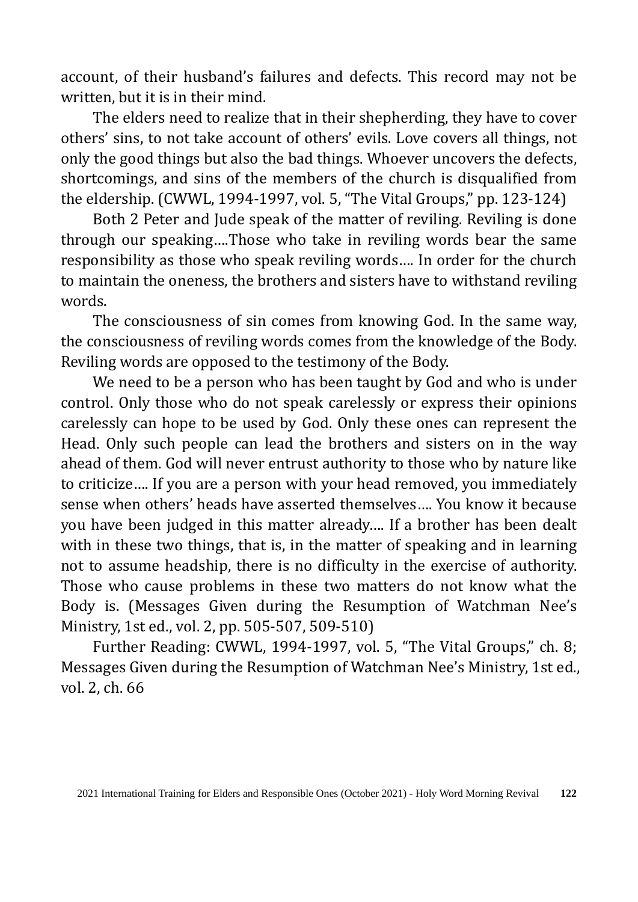account, of their husband's failures and defects. This record may not be written, but it is in their mind.

The elders need to realize that in their shepherding, they have to cover others' sins, to not take account of others' evils. Love covers all things, not only the good things but also the bad things. Whoever uncovers the defects, shortcomings, and sins of the members of the church is disqualified from the eldership. (CWWL, 1994-1997, vol. 5, "The Vital Groups," pp. 123-124)

Both 2 Peter and Jude speak of the matter of reviling. Reviling is done through our speaking….Those who take in reviling words bear the same responsibility as those who speak reviling words…. In order for the church to maintain the oneness, the brothers and sisters have to withstand reviling words.

The consciousness of sin comes from knowing God. In the same way, the consciousness of reviling words comes from the knowledge of the Body. Reviling words are opposed to the testimony of the Body.

We need to be a person who has been taught by God and who is under control. Only those who do not speak carelessly or express their opinions carelessly can hope to be used by God. Only these ones can represent the Head. Only such people can lead the brothers and sisters on in the way ahead of them. God will never entrust authority to those who by nature like to criticize…. If you are a person with your head removed, you immediately sense when others' heads have asserted themselves…. You know it because you have been judged in this matter already…. If a brother has been dealt with in these two things, that is, in the matter of speaking and in learning not to assume headship, there is no difficulty in the exercise of authority. Those who cause problems in these two matters do not know what the Body is. (Messages Given during the Resumption of Watchman Nee's Ministry, 1st ed., vol. 2, pp. 505-507, 509-510)

Further Reading: CWWL, 1994-1997, vol. 5, "The Vital Groups," ch. 8; Messages Given during the Resumption of Watchman Nee's Ministry, 1st ed., vol. 2, ch. 66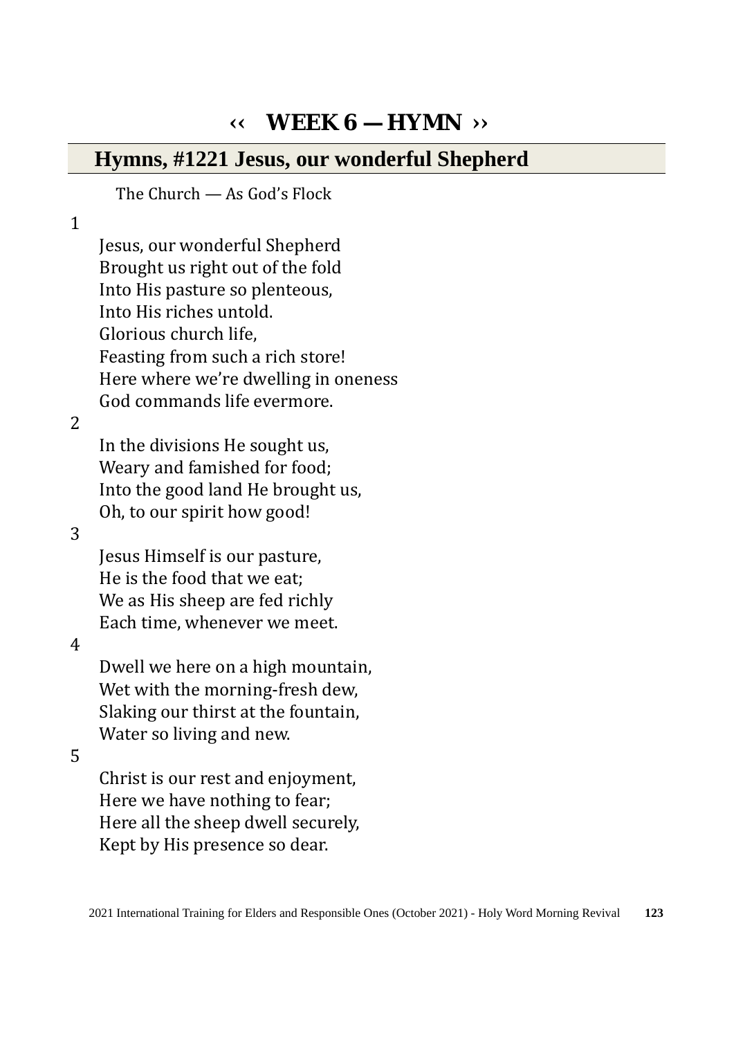# ‹‹ WEEK 6 — HYMN ››

## Hymns, #1221 Jesus, our wonderful Shepherd

The Church — As God's Flock

1

Jesus, our wonderful Shepherd
Brought us right out of the fold
Into His pasture so plenteous,
Into His riches untold.
Glorious church life,
Feasting from such a rich store!
Here where we're dwelling in oneness
God commands life evermore.

2

In the divisions He sought us,
Weary and famished for food;
Into the good land He brought us,
Oh, to our spirit how good!

3

Jesus Himself is our pasture,
He is the food that we eat;
We as His sheep are fed richly
Each time, whenever we meet.

4

Dwell we here on a high mountain,
Wet with the morning-fresh dew,
Slaking our thirst at the fountain,
Water so living and new.

5

Christ is our rest and enjoyment,
Here we have nothing to fear;
Here all the sheep dwell securely,
Kept by His presence so dear.